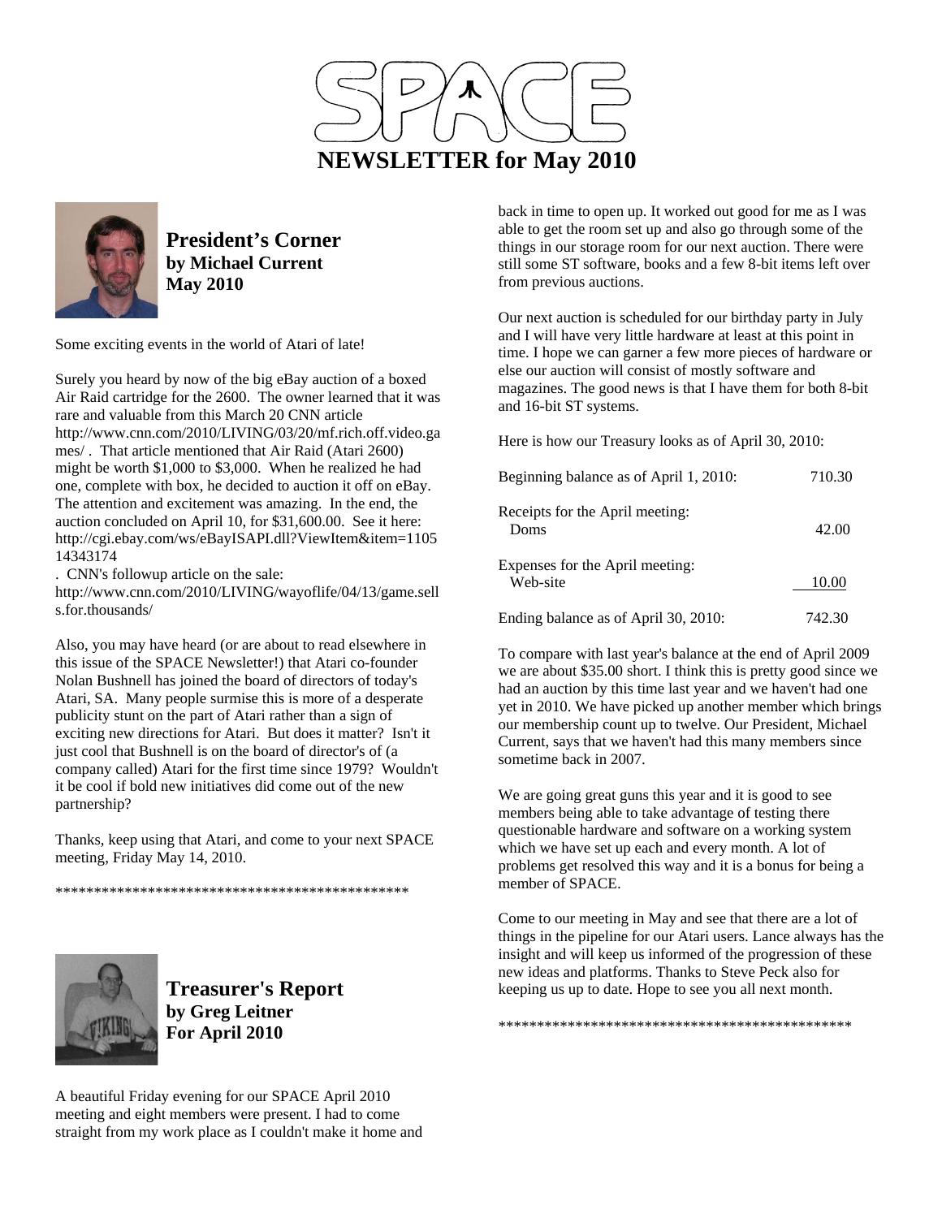# SPACE NEWSLETTER for May 2010

## President's Corner
**by Michael Current**
**May 2010**

Some exciting events in the world of Atari of late!

Surely you heard by now of the big eBay auction of a boxed Air Raid cartridge for the 2600. The owner learned that it was rare and valuable from this March 20 CNN article http://www.cnn.com/2010/LIVING/03/20/mf.rich.off.video.games/ . That article mentioned that Air Raid (Atari 2600) might be worth $1,000 to $3,000. When he realized he had one, complete with box, he decided to auction it off on eBay. The attention and excitement was amazing. In the end, the auction concluded on April 10, for $31,600.00. See it here: http://cgi.ebay.com/ws/eBayISAPI.dll?ViewItem&item=110514343174
. CNN's followup article on the sale:
http://www.cnn.com/2010/LIVING/wayoflife/04/13/game.sells.for.thousands/

Also, you may have heard (or are about to read elsewhere in this issue of the SPACE Newsletter!) that Atari co-founder Nolan Bushnell has joined the board of directors of today's Atari, SA. Many people surmise this is more of a desperate publicity stunt on the part of Atari rather than a sign of exciting new directions for Atari. But does it matter? Isn't it just cool that Bushnell is on the board of director's of (a company called) Atari for the first time since 1979? Wouldn't it be cool if bold new initiatives did come out of the new partnership?

Thanks, keep using that Atari, and come to your next SPACE meeting, Friday May 14, 2010.

************************************************

## Treasurer's Report
**by Greg Leitner**
**For April 2010**

A beautiful Friday evening for our SPACE April 2010 meeting and eight members were present. I had to come straight from my work place as I couldn't make it home and back in time to open up. It worked out good for me as I was able to get the room set up and also go through some of the things in our storage room for our next auction. There were still some ST software, books and a few 8-bit items left over from previous auctions.

Our next auction is scheduled for our birthday party in July and I will have very little hardware at least at this point in time. I hope we can garner a few more pieces of hardware or else our auction will consist of mostly software and magazines. The good news is that I have them for both 8-bit and 16-bit ST systems.

Here is how our Treasury looks as of April 30, 2010:

| | |
|---|---|
| Beginning balance as of April 1, 2010: | 710.30 |
| Receipts for the April meeting: | |
| Doms | 42.00 |
| Expenses for the April meeting: | |
| Web-site | 10.00 |
| Ending balance as of April 30, 2010: | 742.30 |

To compare with last year's balance at the end of April 2009 we are about $35.00 short. I think this is pretty good since we had an auction by this time last year and we haven't had one yet in 2010. We have picked up another member which brings our membership count up to twelve. Our President, Michael Current, says that we haven't had this many members since sometime back in 2007.

We are going great guns this year and it is good to see members being able to take advantage of testing there questionable hardware and software on a working system which we have set up each and every month. A lot of problems get resolved this way and it is a bonus for being a member of SPACE.

Come to our meeting in May and see that there are a lot of things in the pipeline for our Atari users. Lance always has the insight and will keep us informed of the progression of these new ideas and platforms. Thanks to Steve Peck also for keeping us up to date. Hope to see you all next month.

************************************************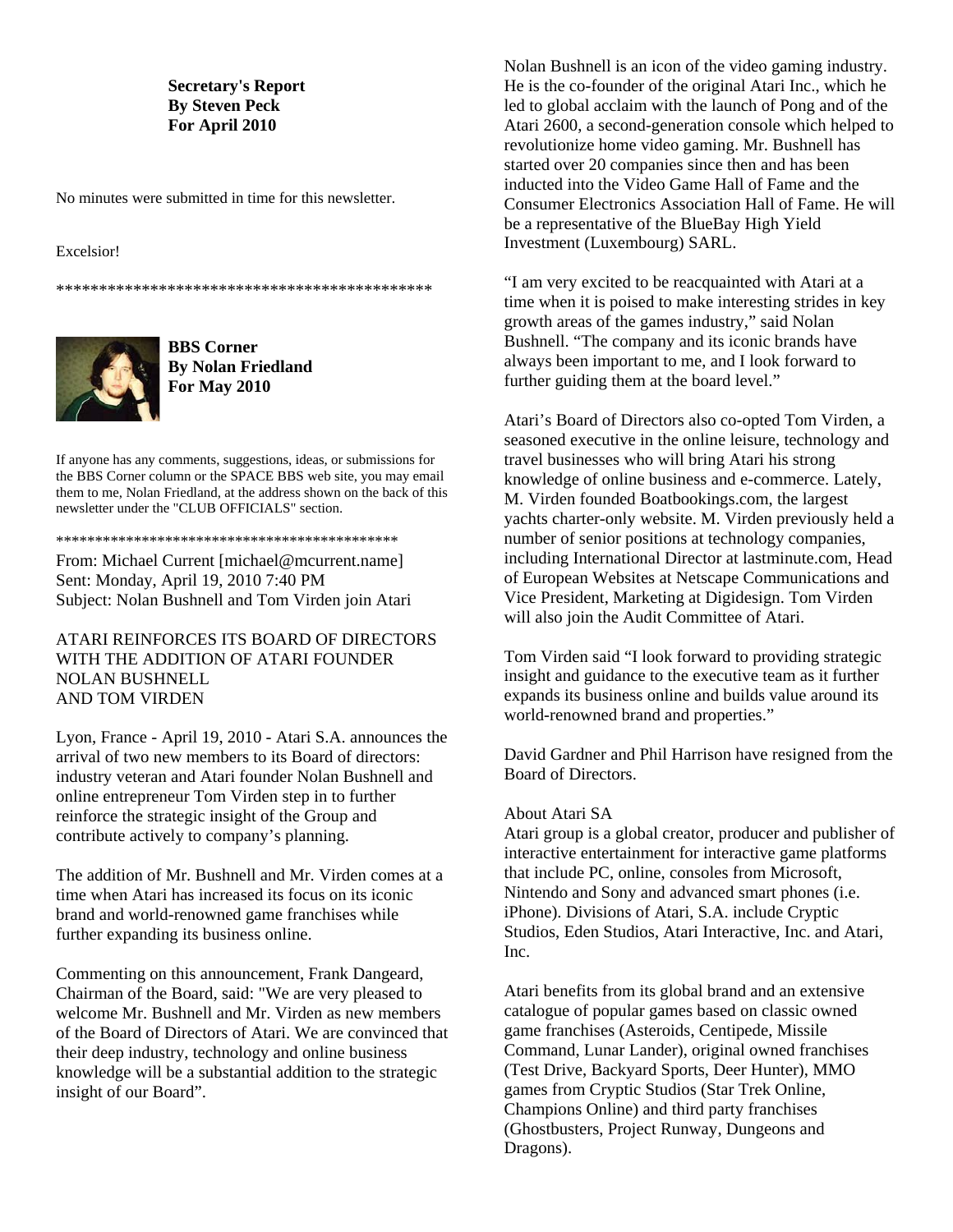**Secretary's Report**
**By Steven Peck**
**For April 2010**

No minutes were submitted in time for this newsletter.

Excelsior!

*******************************************

**BBS Corner**
**By Nolan Friedland**
**For May 2010**

If anyone has any comments, suggestions, ideas, or submissions for the BBS Corner column or the SPACE BBS web site, you may email them to me, Nolan Friedland, at the address shown on the back of this newsletter under the "CLUB OFFICIALS" section.

*******************************************

From: Michael Current [michael@mcurrent.name]
Sent: Monday, April 19, 2010 7:40 PM
Subject: Nolan Bushnell and Tom Virden join Atari

ATARI REINFORCES ITS BOARD OF DIRECTORS WITH THE ADDITION OF ATARI FOUNDER NOLAN BUSHNELL AND TOM VIRDEN

Lyon, France - April 19, 2010 - Atari S.A. announces the arrival of two new members to its Board of directors: industry veteran and Atari founder Nolan Bushnell and online entrepreneur Tom Virden step in to further reinforce the strategic insight of the Group and contribute actively to company's planning.

The addition of Mr. Bushnell and Mr. Virden comes at a time when Atari has increased its focus on its iconic brand and world-renowned game franchises while further expanding its business online.

Commenting on this announcement, Frank Dangeard, Chairman of the Board, said: "We are very pleased to welcome Mr. Bushnell and Mr. Virden as new members of the Board of Directors of Atari. We are convinced that their deep industry, technology and online business knowledge will be a substantial addition to the strategic insight of our Board".

Nolan Bushnell is an icon of the video gaming industry. He is the co-founder of the original Atari Inc., which he led to global acclaim with the launch of Pong and of the Atari 2600, a second-generation console which helped to revolutionize home video gaming. Mr. Bushnell has started over 20 companies since then and has been inducted into the Video Game Hall of Fame and the Consumer Electronics Association Hall of Fame. He will be a representative of the BlueBay High Yield Investment (Luxembourg) SARL.

"I am very excited to be reacquainted with Atari at a time when it is poised to make interesting strides in key growth areas of the games industry," said Nolan Bushnell. "The company and its iconic brands have always been important to me, and I look forward to further guiding them at the board level."

Atari's Board of Directors also co-opted Tom Virden, a seasoned executive in the online leisure, technology and travel businesses who will bring Atari his strong knowledge of online business and e-commerce. Lately, M. Virden founded Boatbookings.com, the largest yachts charter-only website. M. Virden previously held a number of senior positions at technology companies, including International Director at lastminute.com, Head of European Websites at Netscape Communications and Vice President, Marketing at Digidesign. Tom Virden will also join the Audit Committee of Atari.

Tom Virden said "I look forward to providing strategic insight and guidance to the executive team as it further expands its business online and builds value around its world-renowned brand and properties."

David Gardner and Phil Harrison have resigned from the Board of Directors.

About Atari SA
Atari group is a global creator, producer and publisher of interactive entertainment for interactive game platforms that include PC, online, consoles from Microsoft, Nintendo and Sony and advanced smart phones (i.e. iPhone). Divisions of Atari, S.A. include Cryptic Studios, Eden Studios, Atari Interactive, Inc. and Atari, Inc.

Atari benefits from its global brand and an extensive catalogue of popular games based on classic owned game franchises (Asteroids, Centipede, Missile Command, Lunar Lander), original owned franchises (Test Drive, Backyard Sports, Deer Hunter), MMO games from Cryptic Studios (Star Trek Online, Champions Online) and third party franchises (Ghostbusters, Project Runway, Dungeons and Dragons).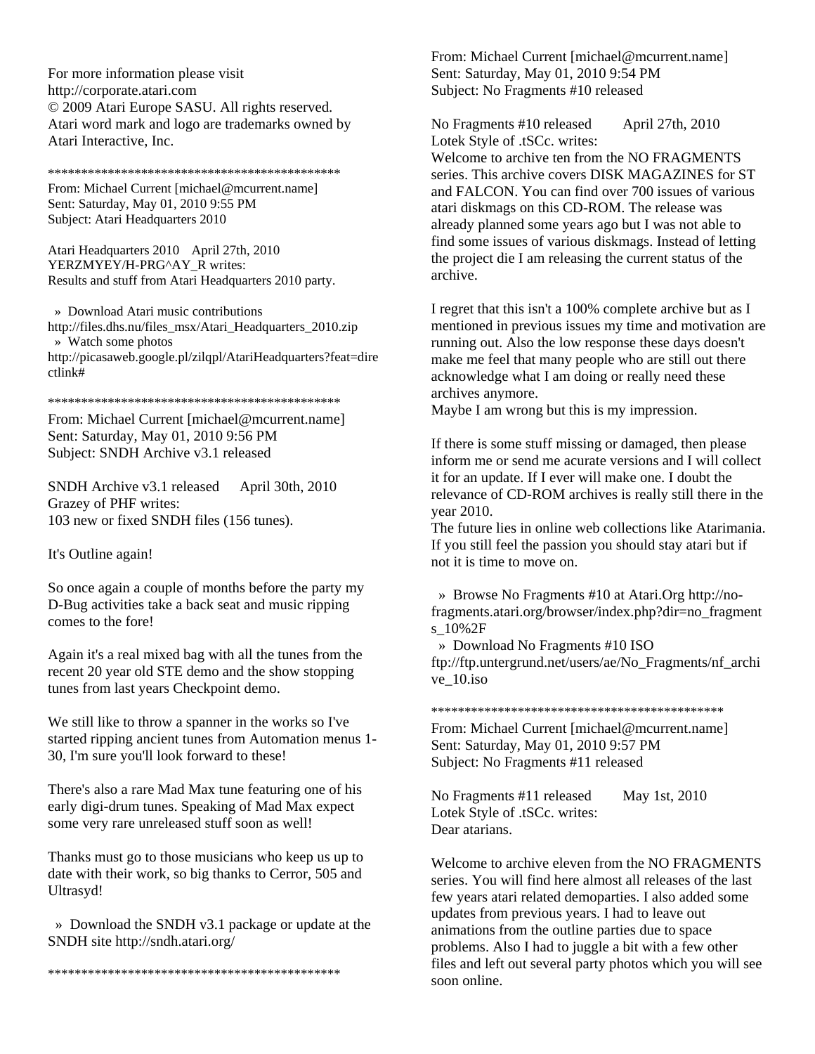For more information please visit
http://corporate.atari.com
© 2009 Atari Europe SASU. All rights reserved.
Atari word mark and logo are trademarks owned by Atari Interactive, Inc.

*********************************************

From: Michael Current [michael@mcurrent.name]
Sent: Saturday, May 01, 2010 9:55 PM
Subject: Atari Headquarters 2010

Atari Headquarters 2010    April 27th, 2010
YERZMYEY/H-PRG^AY_R writes:
Results and stuff from Atari Headquarters 2010 party.

» Download Atari music contributions
http://files.dhs.nu/files_msx/Atari_Headquarters_2010.zip
» Watch some photos
http://picasaweb.google.pl/zilqpl/AtariHeadquarters?feat=directlink#

*********************************************

From: Michael Current [michael@mcurrent.name]
Sent: Saturday, May 01, 2010 9:56 PM
Subject: SNDH Archive v3.1 released

SNDH Archive v3.1 released     April 30th, 2010
Grazey of PHF writes:
103 new or fixed SNDH files (156 tunes).

It's Outline again!

So once again a couple of months before the party my D-Bug activities take a back seat and music ripping comes to the fore!

Again it's a real mixed bag with all the tunes from the recent 20 year old STE demo and the show stopping tunes from last years Checkpoint demo.

We still like to throw a spanner in the works so I've started ripping ancient tunes from Automation menus 1-30, I'm sure you'll look forward to these!

There's also a rare Mad Max tune featuring one of his early digi-drum tunes. Speaking of Mad Max expect some very rare unreleased stuff soon as well!

Thanks must go to those musicians who keep us up to date with their work, so big thanks to Cerror, 505 and Ultrasyd!

» Download the SNDH v3.1 package or update at the SNDH site http://sndh.atari.org/

*********************************************

From: Michael Current [michael@mcurrent.name]
Sent: Saturday, May 01, 2010 9:54 PM
Subject: No Fragments #10 released

No Fragments #10 released       April 27th, 2010
Lotek Style of .tSCc. writes:
Welcome to archive ten from the NO FRAGMENTS series. This archive covers DISK MAGAZINES for ST and FALCON. You can find over 700 issues of various atari diskmags on this CD-ROM. The release was already planned some years ago but I was not able to find some issues of various diskmags. Instead of letting the project die I am releasing the current status of the archive.

I regret that this isn't a 100% complete archive but as I mentioned in previous issues my time and motivation are running out. Also the low response these days doesn't make me feel that many people who are still out there acknowledge what I am doing or really need these archives anymore.
Maybe I am wrong but this is my impression.

If there is some stuff missing or damaged, then please inform me or send me acurate versions and I will collect it for an update. If I ever will make one. I doubt the relevance of CD-ROM archives is really still there in the year 2010.
The future lies in online web collections like Atarimania. If you still feel the passion you should stay atari but if not it is time to move on.

» Browse No Fragments #10 at Atari.Org http://no-fragments.atari.org/browser/index.php?dir=no_fragments_10%2F
» Download No Fragments #10 ISO
ftp://ftp.untergrund.net/users/ae/No_Fragments/nf_archive_10.iso

*********************************************

From: Michael Current [michael@mcurrent.name]
Sent: Saturday, May 01, 2010 9:57 PM
Subject: No Fragments #11 released

No Fragments #11 released       May 1st, 2010
Lotek Style of .tSCc. writes:
Dear atarians.

Welcome to archive eleven from the NO FRAGMENTS series. You will find here almost all releases of the last few years atari related demoparties. I also added some updates from previous years. I had to leave out animations from the outline parties due to space problems. Also I had to juggle a bit with a few other files and left out several party photos which you will see soon online.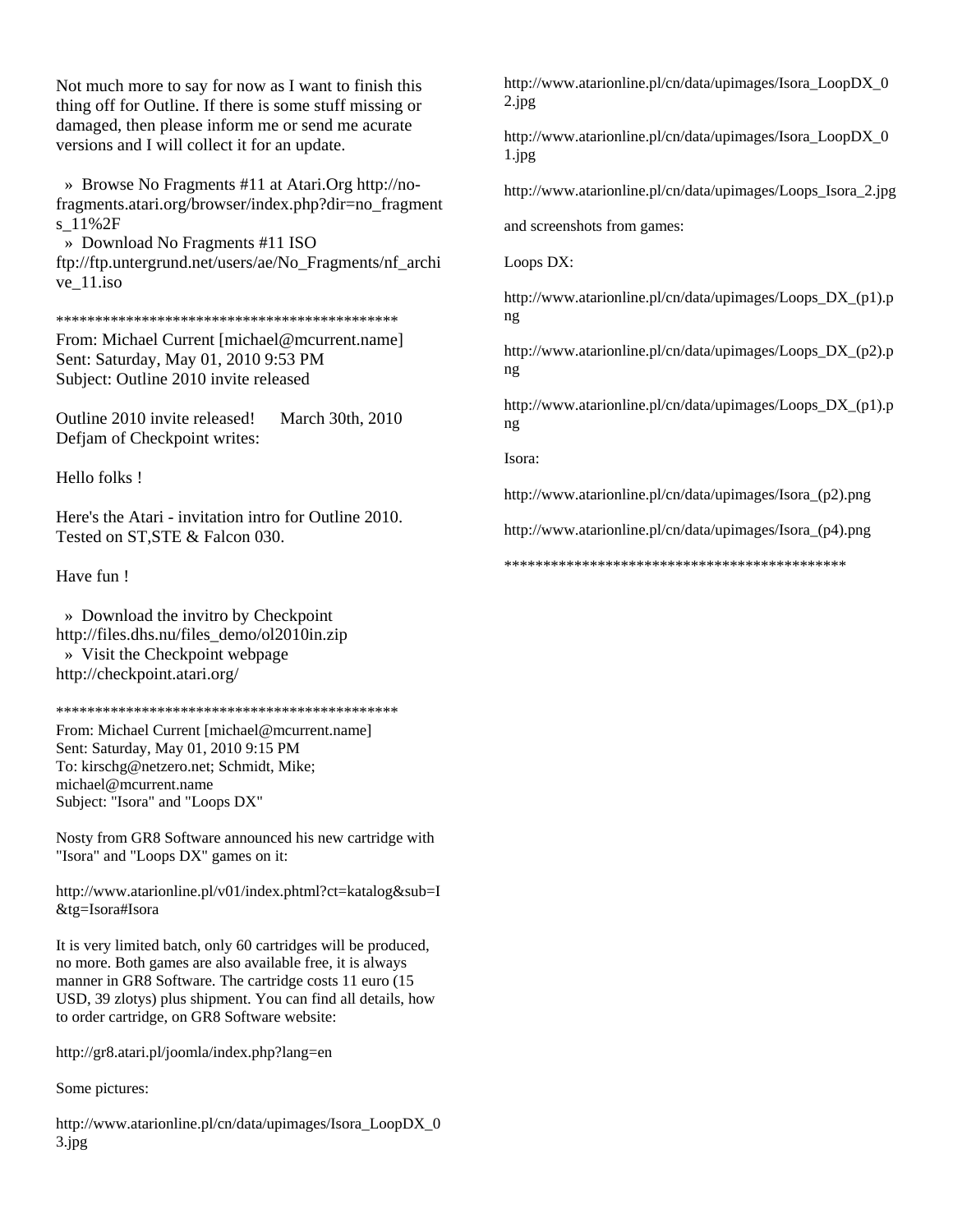Not much more to say for now as I want to finish this thing off for Outline. If there is some stuff missing or damaged, then please inform me or send me acurate versions and I will collect it for an update.

» Browse No Fragments #11 at Atari.Org http://no-fragments.atari.org/browser/index.php?dir=no_fragments_11%2F
» Download No Fragments #11 ISO ftp://ftp.untergrund.net/users/ae/No_Fragments/nf_archive_11.iso

********************************************
From: Michael Current [michael@mcurrent.name]
Sent: Saturday, May 01, 2010 9:53 PM
Subject: Outline 2010 invite released

Outline 2010 invite released!      March 30th, 2010
Defjam of Checkpoint writes:

Hello folks !

Here's the Atari - invitation intro for Outline 2010. Tested on ST,STE & Falcon 030.

Have fun !

» Download the invitro by Checkpoint http://files.dhs.nu/files_demo/ol2010in.zip
» Visit the Checkpoint webpage http://checkpoint.atari.org/

********************************************
From: Michael Current [michael@mcurrent.name]
Sent: Saturday, May 01, 2010 9:15 PM
To: kirschg@netzero.net; Schmidt, Mike; michael@mcurrent.name
Subject: "Isora" and "Loops DX"

Nosty from GR8 Software announced his new cartridge with "Isora" and "Loops DX" games on it:

http://www.atarionline.pl/v01/index.phtml?ct=katalog&sub=I&tg=Isora#Isora

It is very limited batch, only 60 cartridges will be produced, no more. Both games are also available free, it is always manner in GR8 Software. The cartridge costs 11 euro (15 USD, 39 zlotys) plus shipment. You can find all details, how to order cartridge, on GR8 Software website:

http://gr8.atari.pl/joomla/index.php?lang=en

Some pictures:

http://www.atarionline.pl/cn/data/upimages/Isora_LoopDX_03.jpg

http://www.atarionline.pl/cn/data/upimages/Isora_LoopDX_02.jpg

http://www.atarionline.pl/cn/data/upimages/Isora_LoopDX_01.jpg

http://www.atarionline.pl/cn/data/upimages/Loops_Isora_2.jpg

and screenshots from games:

Loops DX:

http://www.atarionline.pl/cn/data/upimages/Loops_DX_(p1).png

http://www.atarionline.pl/cn/data/upimages/Loops_DX_(p2).png

http://www.atarionline.pl/cn/data/upimages/Loops_DX_(p1).png

Isora:

http://www.atarionline.pl/cn/data/upimages/Isora_(p2).png

http://www.atarionline.pl/cn/data/upimages/Isora_(p4).png

********************************************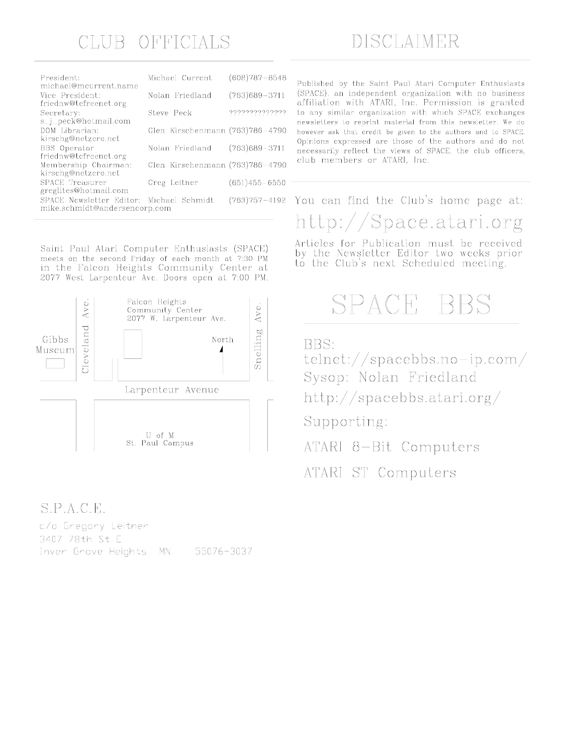# CLUB OFFICIALS

| | | |
|---|---|---|
| President: michael@mcurrent.name | Michael Current | (608)787-8548 |
| Vice President: friednw@tcfreenet.org | Nolan Friedland | (763)689-3711 |
| Secretary: s_j_peck@hotmail.com | Steve Peck | ?????????????? |
| DOM Librarian: kirschg@netzero.net | Glen Kirschenmann | (763)786-4790 |
| BBS Operator friednw@tcfreenet.org | Nolan Friedland | (763)689-3711 |
| Membership Chairman: kirschg@netzero.net | Glen Kirschenmann | (763)786-4790 |
| SPACE Treasurer greglites@hotmail.com | Greg Leitner | (651)455-6550 |
| SPACE Newsletter Editor: mike.schmidt@andersencorp.com | Michael Schmidt | (763)757-4192 |

Saint Paul Atari Computer Enthusiasts (SPACE) meets on the second Friday of each month at 7:30 PM in the Falcon Heights Community Center at 2077 West Larpenteur Ave. Doors open at 7:00 PM.

Falcon Heights Community Center 2077 W. Larpenteur Ave.
Gibbs Museum
Cleveland Ave.
North
Snelling Ave.
Larpenteur Avenue
U of M St. Paul Campus

# DISCLAIMER

Published by the Saint Paul Atari Computer Enthusiasts (SPACE), an independent organization with no business affiliation with ATARI, Inc. Permission is granted to any similar organization with which SPACE exchanges newsletters to reprint material from this newsletter. We do however ask that credit be given to the authors and to SPACE. Opinions expressed are those of the authors and do not necessarily reflect the views of SPACE, the club officers, club members or ATARI, Inc.

You can find the Club's home page at:

http://Space.atari.org

Articles for Publication must be received by the Newsletter Editor two weeks prior to the Club's next Scheduled meeting.

# SPACE BBS

BBS: telnet://spacebbs.no-ip.com/

Sysop: Nolan Friedland

http://spacebbs.atari.org/

Supporting:

ATARI 8-Bit Computers

ATARI ST Computers

S.P.A.C.E.
c/o Gregory Leitner
3407 78th St E
Inver Grove Heights MN 55076-3037